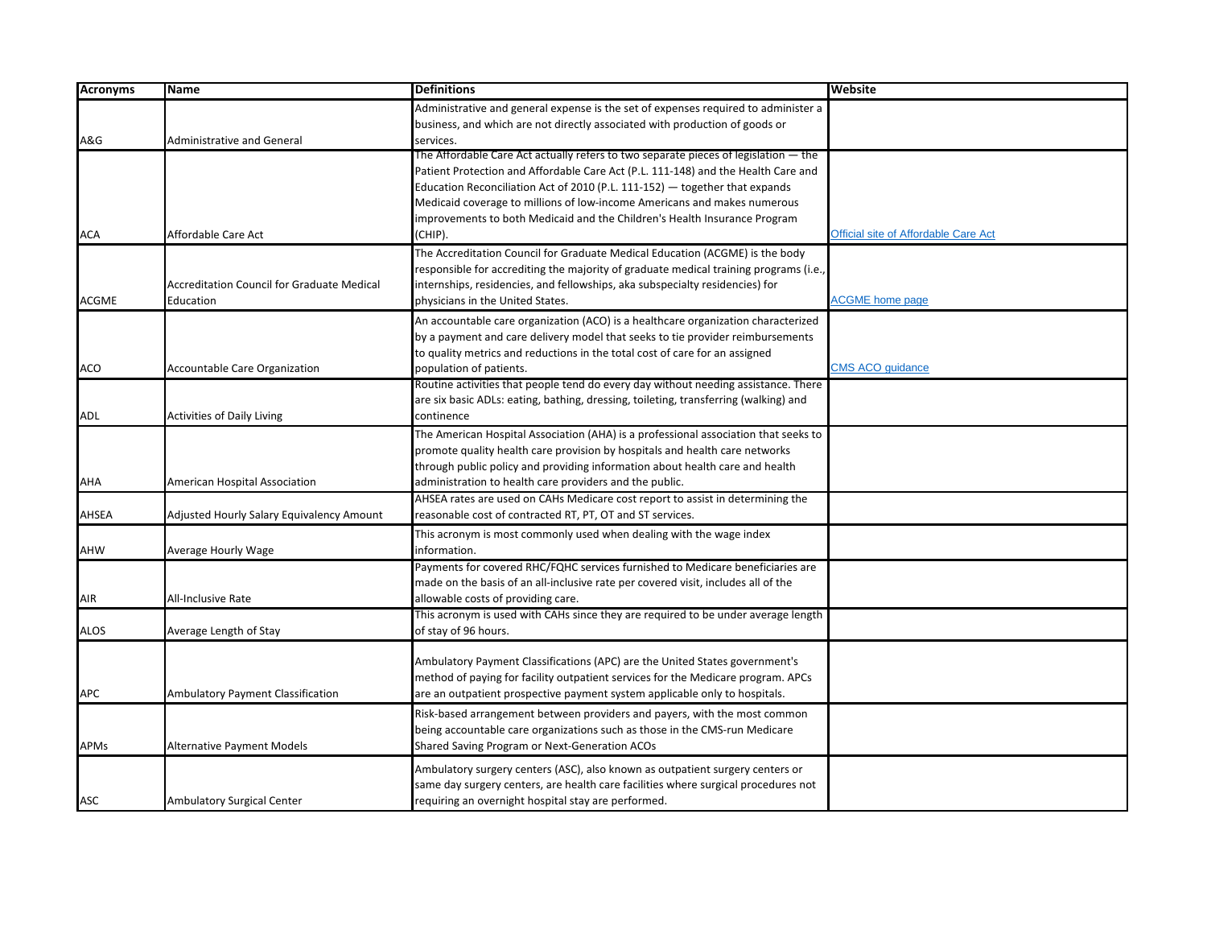| Acronyms | Name | Definitions | Website |
|---|---|---|---|
| A&G | Administrative and General | Administrative and general expense is the set of expenses required to administer a business, and which are not directly associated with production of goods or services. | |
| ACA | Affordable Care Act | The Affordable Care Act actually refers to two separate pieces of legislation — the Patient Protection and Affordable Care Act (P.L. 111-148) and the Health Care and Education Reconciliation Act of 2010 (P.L. 111-152) — together that expands Medicaid coverage to millions of low-income Americans and makes numerous improvements to both Medicaid and the Children's Health Insurance Program (CHIP). | Official site of Affordable Care Act |
| ACGME | Accreditation Council for Graduate Medical Education | The Accreditation Council for Graduate Medical Education (ACGME) is the body responsible for accrediting the majority of graduate medical training programs (i.e., internships, residencies, and fellowships, aka subspecialty residencies) for physicians in the United States. | ACGME home page |
| ACO | Accountable Care Organization | An accountable care organization (ACO) is a healthcare organization characterized by a payment and care delivery model that seeks to tie provider reimbursements to quality metrics and reductions in the total cost of care for an assigned population of patients. | CMS ACO guidance |
| ADL | Activities of Daily Living | Routine activities that people tend do every day without needing assistance. There are six basic ADLs: eating, bathing, dressing, toileting, transferring (walking) and continence | |
| AHA | American Hospital Association | The American Hospital Association (AHA) is a professional association that seeks to promote quality health care provision by hospitals and health care networks through public policy and providing information about health care and health administration to health care providers and the public. | |
| AHSEA | Adjusted Hourly Salary Equivalency Amount | AHSEA rates are used on CAHs Medicare cost report to assist in determining the reasonable cost of contracted RT, PT, OT and ST services. | |
| AHW | Average Hourly Wage | This acronym is most commonly used when dealing with the wage index information. | |
| AIR | All-Inclusive Rate | Payments for covered RHC/FQHC services furnished to Medicare beneficiaries are made on the basis of an all-inclusive rate per covered visit, includes all of the allowable costs of providing care. | |
| ALOS | Average Length of Stay | This acronym is used with CAHs since they are required to be under average length of stay of 96 hours. | |
| APC | Ambulatory Payment Classification | Ambulatory Payment Classifications (APC) are the United States government's method of paying for facility outpatient services for the Medicare program. APCs are an outpatient prospective payment system applicable only to hospitals. | |
| APMs | Alternative Payment Models | Risk-based arrangement between providers and payers, with the most common being accountable care organizations such as those in the CMS-run Medicare Shared Saving Program or Next-Generation ACOs | |
| ASC | Ambulatory Surgical Center | Ambulatory surgery centers (ASC), also known as outpatient surgery centers or same day surgery centers, are health care facilities where surgical procedures not requiring an overnight hospital stay are performed. | |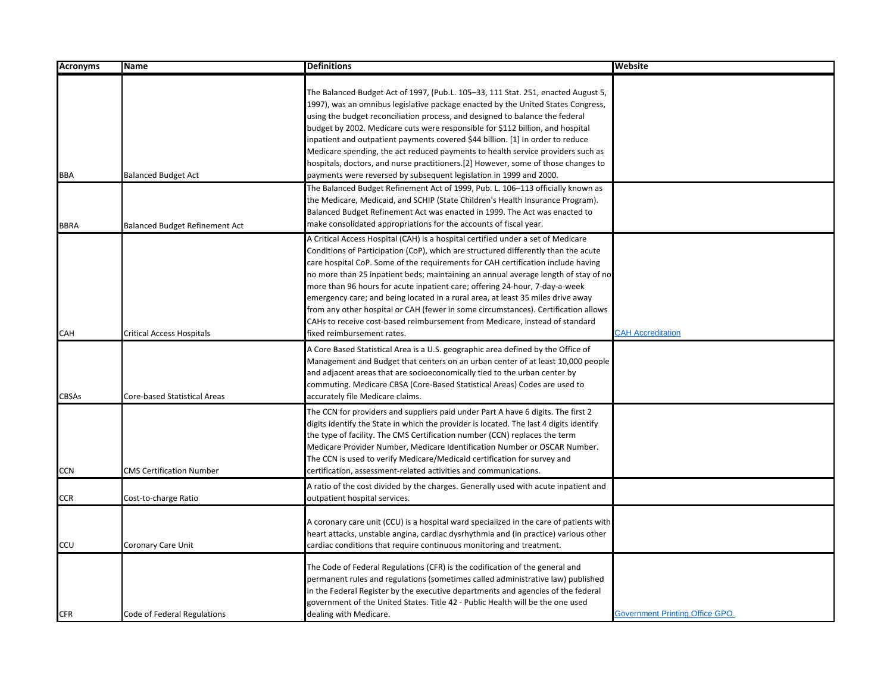| Acronyms | Name | Definitions | Website |
|---|---|---|---|
| BBA | Balanced Budget Act | The Balanced Budget Act of 1997, (Pub.L. 105–33, 111 Stat. 251, enacted August 5, 1997), was an omnibus legislative package enacted by the United States Congress, using the budget reconciliation process, and designed to balance the federal budget by 2002. Medicare cuts were responsible for $112 billion, and hospital inpatient and outpatient payments covered $44 billion. [1] In order to reduce Medicare spending, the act reduced payments to health service providers such as hospitals, doctors, and nurse practitioners.[2] However, some of those changes to payments were reversed by subsequent legislation in 1999 and 2000. | |
| BBRA | Balanced Budget Refinement Act | The Balanced Budget Refinement Act of 1999, Pub. L. 106–113 officially known as the Medicare, Medicaid, and SCHIP (State Children's Health Insurance Program). Balanced Budget Refinement Act was enacted in 1999. The Act was enacted to make consolidated appropriations for the accounts of fiscal year. | |
| CAH | Critical Access Hospitals | A Critical Access Hospital (CAH) is a hospital certified under a set of Medicare Conditions of Participation (CoP), which are structured differently than the acute care hospital CoP. Some of the requirements for CAH certification include having no more than 25 inpatient beds; maintaining an annual average length of stay of no more than 96 hours for acute inpatient care; offering 24-hour, 7-day-a-week emergency care; and being located in a rural area, at least 35 miles drive away from any other hospital or CAH (fewer in some circumstances). Certification allows CAHs to receive cost-based reimbursement from Medicare, instead of standard fixed reimbursement rates. | CAH Accreditation |
| CBSAs | Core-based Statistical Areas | A Core Based Statistical Area is a U.S. geographic area defined by the Office of Management and Budget that centers on an urban center of at least 10,000 people and adjacent areas that are socioeconomically tied to the urban center by commuting. Medicare CBSA (Core-Based Statistical Areas) Codes are used to accurately file Medicare claims. | |
| CCN | CMS Certification Number | The CCN for providers and suppliers paid under Part A have 6 digits. The first 2 digits identify the State in which the provider is located. The last 4 digits identify the type of facility. The CMS Certification number (CCN) replaces the term Medicare Provider Number, Medicare Identification Number or OSCAR Number. The CCN is used to verify Medicare/Medicaid certification for survey and certification, assessment-related activities and communications. | |
| CCR | Cost-to-charge Ratio | A ratio of the cost divided by the charges. Generally used with acute inpatient and outpatient hospital services. | |
| CCU | Coronary Care Unit | A coronary care unit (CCU) is a hospital ward specialized in the care of patients with heart attacks, unstable angina, cardiac dysrhythmia and (in practice) various other cardiac conditions that require continuous monitoring and treatment. | |
| CFR | Code of Federal Regulations | The Code of Federal Regulations (CFR) is the codification of the general and permanent rules and regulations (sometimes called administrative law) published in the Federal Register by the executive departments and agencies of the federal government of the United States. Title 42 - Public Health will be the one used dealing with Medicare. | Government Printing Office GPO |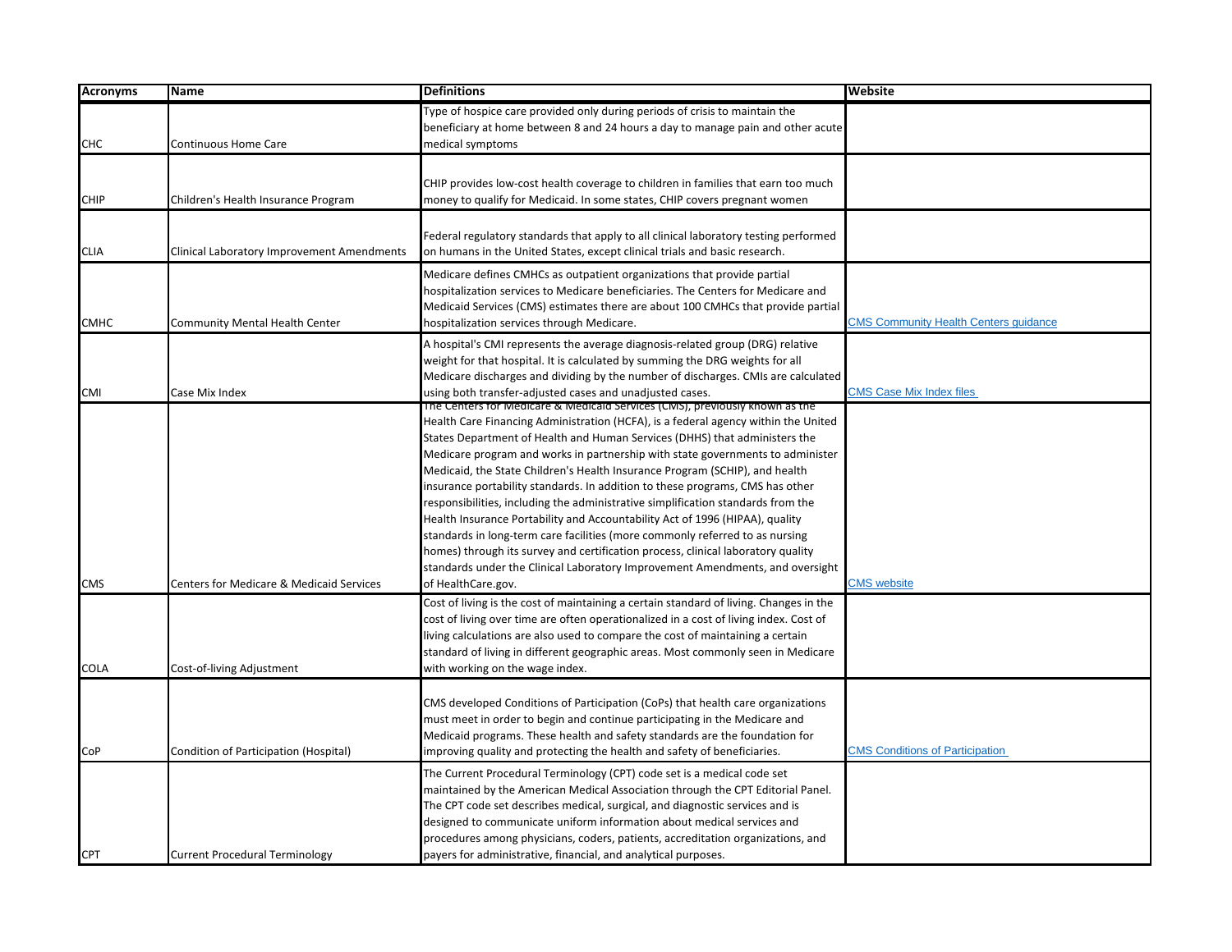| Acronyms | Name | Definitions | Website |
|---|---|---|---|
| CHC | Continuous Home Care | Type of hospice care provided only during periods of crisis to maintain the beneficiary at home between 8 and 24 hours a day to manage pain and other acute medical symptoms | |
| CHIP | Children's Health Insurance Program | CHIP provides low-cost health coverage to children in families that earn too much money to qualify for Medicaid. In some states, CHIP covers pregnant women | |
| CLIA | Clinical Laboratory Improvement Amendments | Federal regulatory standards that apply to all clinical laboratory testing performed on humans in the United States, except clinical trials and basic research. | |
| CMHC | Community Mental Health Center | Medicare defines CMHCs as outpatient organizations that provide partial hospitalization services to Medicare beneficiaries. The Centers for Medicare and Medicaid Services (CMS) estimates there are about 100 CMHCs that provide partial hospitalization services through Medicare. | CMS Community Health Centers guidance |
| CMI | Case Mix Index | A hospital's CMI represents the average diagnosis-related group (DRG) relative weight for that hospital. It is calculated by summing the DRG weights for all Medicare discharges and dividing by the number of discharges. CMIs are calculated using both transfer-adjusted cases and unadjusted cases. | CMS Case Mix Index files |
| CMS | Centers for Medicare & Medicaid Services | The Centers for Medicare & Medicaid Services (CMS), previously known as the Health Care Financing Administration (HCFA), is a federal agency within the United States Department of Health and Human Services (DHHS) that administers the Medicare program and works in partnership with state governments to administer Medicaid, the State Children's Health Insurance Program (SCHIP), and health insurance portability standards. In addition to these programs, CMS has other responsibilities, including the administrative simplification standards from the Health Insurance Portability and Accountability Act of 1996 (HIPAA), quality standards in long-term care facilities (more commonly referred to as nursing homes) through its survey and certification process, clinical laboratory quality standards under the Clinical Laboratory Improvement Amendments, and oversight of HealthCare.gov. | CMS website |
| COLA | Cost-of-living Adjustment | Cost of living is the cost of maintaining a certain standard of living. Changes in the cost of living over time are often operationalized in a cost of living index. Cost of living calculations are also used to compare the cost of maintaining a certain standard of living in different geographic areas. Most commonly seen in Medicare with working on the wage index. | |
| CoP | Condition of Participation (Hospital) | CMS developed Conditions of Participation (CoPs) that health care organizations must meet in order to begin and continue participating in the Medicare and Medicaid programs. These health and safety standards are the foundation for improving quality and protecting the health and safety of beneficiaries. | CMS Conditions of Participation |
| CPT | Current Procedural Terminology | The Current Procedural Terminology (CPT) code set is a medical code set maintained by the American Medical Association through the CPT Editorial Panel. The CPT code set describes medical, surgical, and diagnostic services and is designed to communicate uniform information about medical services and procedures among physicians, coders, patients, accreditation organizations, and payers for administrative, financial, and analytical purposes. | |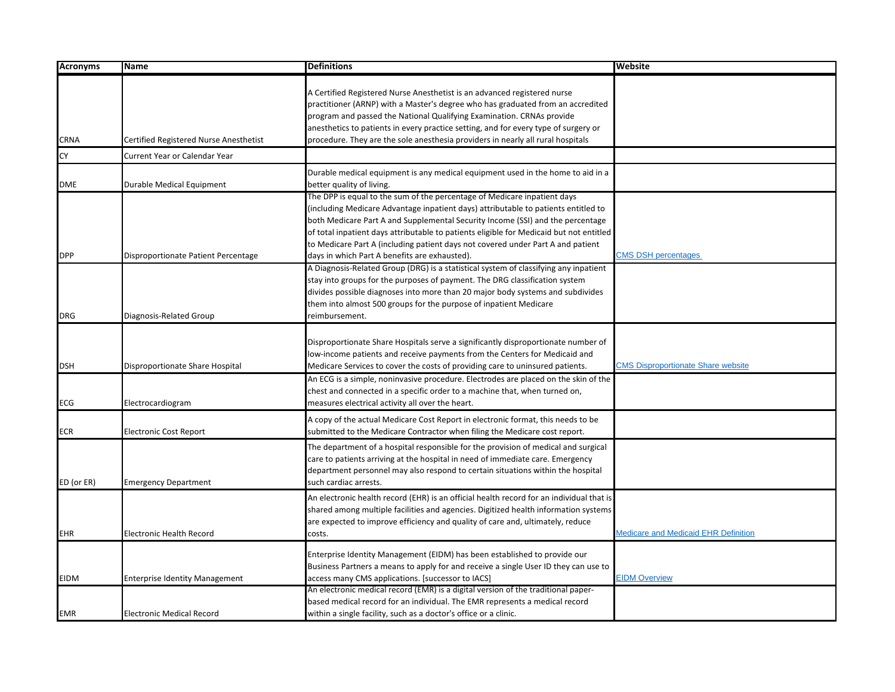| Acronyms | Name | Definitions | Website |
|---|---|---|---|
| CRNA | Certified Registered Nurse Anesthetist | A Certified Registered Nurse Anesthetist is an advanced registered nurse practitioner (ARNP) with a Master's degree who has graduated from an accredited program and passed the National Qualifying Examination. CRNAs provide anesthetics to patients in every practice setting, and for every type of surgery or procedure. They are the sole anesthesia providers in nearly all rural hospitals | |
| CY | Current Year or Calendar Year | | |
| DME | Durable Medical Equipment | Durable medical equipment is any medical equipment used in the home to aid in a better quality of living. | |
| DPP | Disproportionate Patient Percentage | The DPP is equal to the sum of the percentage of Medicare inpatient days (including Medicare Advantage inpatient days) attributable to patients entitled to both Medicare Part A and Supplemental Security Income (SSI) and the percentage of total inpatient days attributable to patients eligible for Medicaid but not entitled to Medicare Part A (including patient days not covered under Part A and patient days in which Part A benefits are exhausted). | CMS DSH percentages |
| DRG | Diagnosis-Related Group | A Diagnosis-Related Group (DRG) is a statistical system of classifying any inpatient stay into groups for the purposes of payment. The DRG classification system divides possible diagnoses into more than 20 major body systems and subdivides them into almost 500 groups for the purpose of inpatient Medicare reimbursement. | |
| DSH | Disproportionate Share Hospital | Disproportionate Share Hospitals serve a significantly disproportionate number of low-income patients and receive payments from the Centers for Medicaid and Medicare Services to cover the costs of providing care to uninsured patients. | CMS Disproportionate Share website |
| ECG | Electrocardiogram | An ECG is a simple, noninvasive procedure. Electrodes are placed on the skin of the chest and connected in a specific order to a machine that, when turned on, measures electrical activity all over the heart. | |
| ECR | Electronic Cost Report | A copy of the actual Medicare Cost Report in electronic format, this needs to be submitted to the Medicare Contractor when filing the Medicare cost report. | |
| ED (or ER) | Emergency Department | The department of a hospital responsible for the provision of medical and surgical care to patients arriving at the hospital in need of immediate care. Emergency department personnel may also respond to certain situations within the hospital such cardiac arrests. | |
| EHR | Electronic Health Record | An electronic health record (EHR) is an official health record for an individual that is shared among multiple facilities and agencies. Digitized health information systems are expected to improve efficiency and quality of care and, ultimately, reduce costs. | Medicare and Medicaid EHR Definition |
| EIDM | Enterprise Identity Management | Enterprise Identity Management (EIDM) has been established to provide our Business Partners a means to apply for and receive a single User ID they can use to access many CMS applications. [successor to IACS] | EIDM Overview |
| EMR | Electronic Medical Record | An electronic medical record (EMR) is a digital version of the traditional paper-based medical record for an individual. The EMR represents a medical record within a single facility, such as a doctor's office or a clinic. | |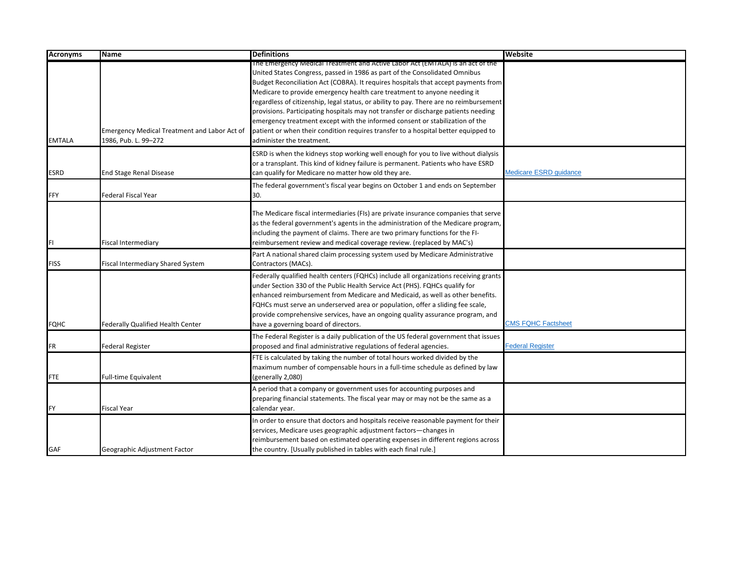| Acronyms | Name | Definitions | Website |
|---|---|---|---|
| EMTALA | Emergency Medical Treatment and Labor Act of 1986, Pub. L. 99–272 | The Emergency Medical Treatment and Active Labor Act (EMTALA) is an act of the United States Congress, passed in 1986 as part of the Consolidated Omnibus Budget Reconciliation Act (COBRA). It requires hospitals that accept payments from Medicare to provide emergency health care treatment to anyone needing it regardless of citizenship, legal status, or ability to pay. There are no reimbursement provisions. Participating hospitals may not transfer or discharge patients needing emergency treatment except with the informed consent or stabilization of the patient or when their condition requires transfer to a hospital better equipped to administer the treatment. | |
| ESRD | End Stage Renal Disease | ESRD is when the kidneys stop working well enough for you to live without dialysis or a transplant. This kind of kidney failure is permanent. Patients who have ESRD can qualify for Medicare no matter how old they are. | Medicare ESRD guidance |
| FFY | Federal Fiscal Year | The federal government's fiscal year begins on October 1 and ends on September 30. | |
| FI | Fiscal Intermediary | The Medicare fiscal intermediaries (FIs) are private insurance companies that serve as the federal government's agents in the administration of the Medicare program, including the payment of claims. There are two primary functions for the FI- reimbursement review and medical coverage review. (replaced by MAC's) | |
| FISS | Fiscal Intermediary Shared System | Part A national shared claim processing system used by Medicare Administrative Contractors (MACs). | |
| FQHC | Federally Qualified Health Center | Federally qualified health centers (FQHCs) include all organizations receiving grants under Section 330 of the Public Health Service Act (PHS). FQHCs qualify for enhanced reimbursement from Medicare and Medicaid, as well as other benefits. FQHCs must serve an underserved area or population, offer a sliding fee scale, provide comprehensive services, have an ongoing quality assurance program, and have a governing board of directors. | CMS FQHC Factsheet |
| FR | Federal Register | The Federal Register is a daily publication of the US federal government that issues proposed and final administrative regulations of federal agencies. | Federal Register |
| FTE | Full-time Equivalent | FTE is calculated by taking the number of total hours worked divided by the maximum number of compensable hours in a full-time schedule as defined by law (generally 2,080) | |
| FY | Fiscal Year | A period that a company or government uses for accounting purposes and preparing financial statements. The fiscal year may or may not be the same as a calendar year. | |
| GAF | Geographic Adjustment Factor | In order to ensure that doctors and hospitals receive reasonable payment for their services, Medicare uses geographic adjustment factors—changes in reimbursement based on estimated operating expenses in different regions across the country. [Usually published in tables with each final rule.] | |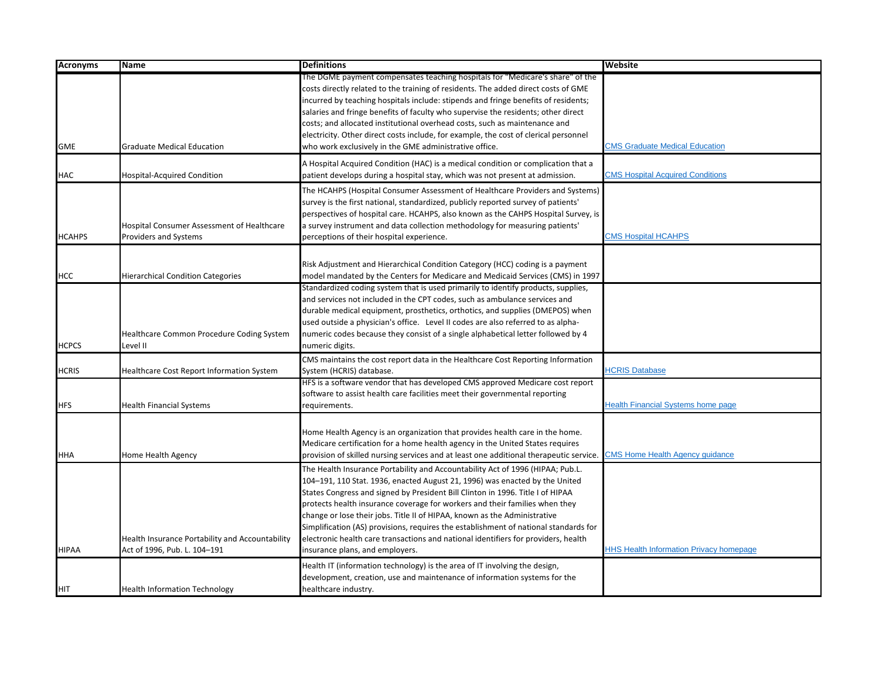| Acronyms | Name | Definitions | Website |
|---|---|---|---|
| GME | Graduate Medical Education | The DGME payment compensates teaching hospitals for "Medicare's share" of the costs directly related to the training of residents. The added direct costs of GME incurred by teaching hospitals include: stipends and fringe benefits of residents; salaries and fringe benefits of faculty who supervise the residents; other direct costs; and allocated institutional overhead costs, such as maintenance and electricity. Other direct costs include, for example, the cost of clerical personnel who work exclusively in the GME administrative office. | CMS Graduate Medical Education |
| HAC | Hospital-Acquired Condition | A Hospital Acquired Condition (HAC) is a medical condition or complication that a patient develops during a hospital stay, which was not present at admission. | CMS Hospital Acquired Conditions |
| HCAHPS | Hospital Consumer Assessment of Healthcare Providers and Systems | The HCAHPS (Hospital Consumer Assessment of Healthcare Providers and Systems) survey is the first national, standardized, publicly reported survey of patients' perspectives of hospital care. HCAHPS, also known as the CAHPS Hospital Survey, is a survey instrument and data collection methodology for measuring patients' perceptions of their hospital experience. | CMS Hospital HCAHPS |
| HCC | Hierarchical Condition Categories | Risk Adjustment and Hierarchical Condition Category (HCC) coding is a payment model mandated by the Centers for Medicare and Medicaid Services (CMS) in 1997 | |
| HCPCS | Healthcare Common Procedure Coding System Level II | Standardized coding system that is used primarily to identify products, supplies, and services not included in the CPT codes, such as ambulance services and durable medical equipment, prosthetics, orthotics, and supplies (DMEPOS) when used outside a physician's office. Level II codes are also referred to as alpha-numeric codes because they consist of a single alphabetical letter followed by 4 numeric digits. | |
| HCRIS | Healthcare Cost Report Information System | CMS maintains the cost report data in the Healthcare Cost Reporting Information System (HCRIS) database. | HCRIS Database |
| HFS | Health Financial Systems | HFS is a software vendor that has developed CMS approved Medicare cost report software to assist health care facilities meet their governmental reporting requirements. | Health Financial Systems home page |
| HHA | Home Health Agency | Home Health Agency is an organization that provides health care in the home. Medicare certification for a home health agency in the United States requires provision of skilled nursing services and at least one additional therapeutic service. | CMS Home Health Agency guidance |
| HIPAA | Health Insurance Portability and Accountability Act of 1996, Pub. L. 104–191 | The Health Insurance Portability and Accountability Act of 1996 (HIPAA; Pub.L. 104–191, 110 Stat. 1936, enacted August 21, 1996) was enacted by the United States Congress and signed by President Bill Clinton in 1996. Title I of HIPAA protects health insurance coverage for workers and their families when they change or lose their jobs. Title II of HIPAA, known as the Administrative Simplification (AS) provisions, requires the establishment of national standards for electronic health care transactions and national identifiers for providers, health insurance plans, and employers. | HHS Health Information Privacy homepage |
| HIT | Health Information Technology | Health IT (information technology) is the area of IT involving the design, development, creation, use and maintenance of information systems for the healthcare industry. | |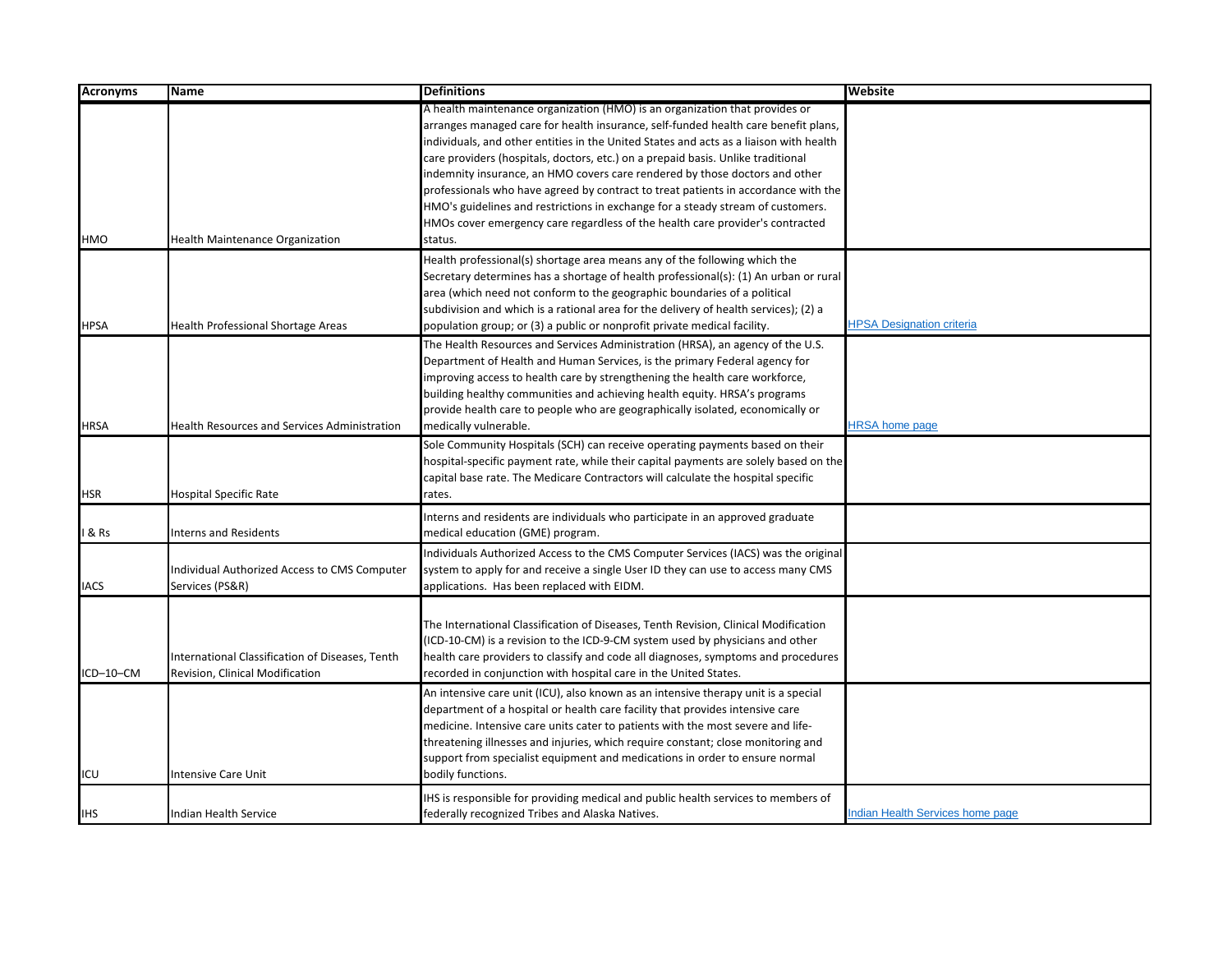| Acronyms | Name | Definitions | Website |
|---|---|---|---|
| HMO | Health Maintenance Organization | A health maintenance organization (HMO) is an organization that provides or arranges managed care for health insurance, self-funded health care benefit plans, individuals, and other entities in the United States and acts as a liaison with health care providers (hospitals, doctors, etc.) on a prepaid basis. Unlike traditional indemnity insurance, an HMO covers care rendered by those doctors and other professionals who have agreed by contract to treat patients in accordance with the HMO's guidelines and restrictions in exchange for a steady stream of customers. HMOs cover emergency care regardless of the health care provider's contracted status. | |
| HPSA | Health Professional Shortage Areas | Health professional(s) shortage area means any of the following which the Secretary determines has a shortage of health professional(s): (1) An urban or rural area (which need not conform to the geographic boundaries of a political subdivision and which is a rational area for the delivery of health services); (2) a population group; or (3) a public or nonprofit private medical facility. | HPSA Designation criteria |
| HRSA | Health Resources and Services Administration | The Health Resources and Services Administration (HRSA), an agency of the U.S. Department of Health and Human Services, is the primary Federal agency for improving access to health care by strengthening the health care workforce, building healthy communities and achieving health equity. HRSA's programs provide health care to people who are geographically isolated, economically or medically vulnerable. | HRSA home page |
| HSR | Hospital Specific Rate | Sole Community Hospitals (SCH) can receive operating payments based on their hospital-specific payment rate, while their capital payments are solely based on the capital base rate. The Medicare Contractors will calculate the hospital specific rates. | |
| I & Rs | Interns and Residents | Interns and residents are individuals who participate in an approved graduate medical education (GME) program. | |
| IACS | Individual Authorized Access to CMS Computer Services (PS&R) | Individuals Authorized Access to the CMS Computer Services (IACS) was the original system to apply for and receive a single User ID they can use to access many CMS applications. Has been replaced with EIDM. | |
| ICD–10–CM | International Classification of Diseases, Tenth Revision, Clinical Modification | The International Classification of Diseases, Tenth Revision, Clinical Modification (ICD-10-CM) is a revision to the ICD-9-CM system used by physicians and other health care providers to classify and code all diagnoses, symptoms and procedures recorded in conjunction with hospital care in the United States. | |
| ICU | Intensive Care Unit | An intensive care unit (ICU), also known as an intensive therapy unit is a special department of a hospital or health care facility that provides intensive care medicine. Intensive care units cater to patients with the most severe and life-threatening illnesses and injuries, which require constant; close monitoring and support from specialist equipment and medications in order to ensure normal bodily functions. | |
| IHS | Indian Health Service | IHS is responsible for providing medical and public health services to members of federally recognized Tribes and Alaska Natives. | Indian Health Services home page |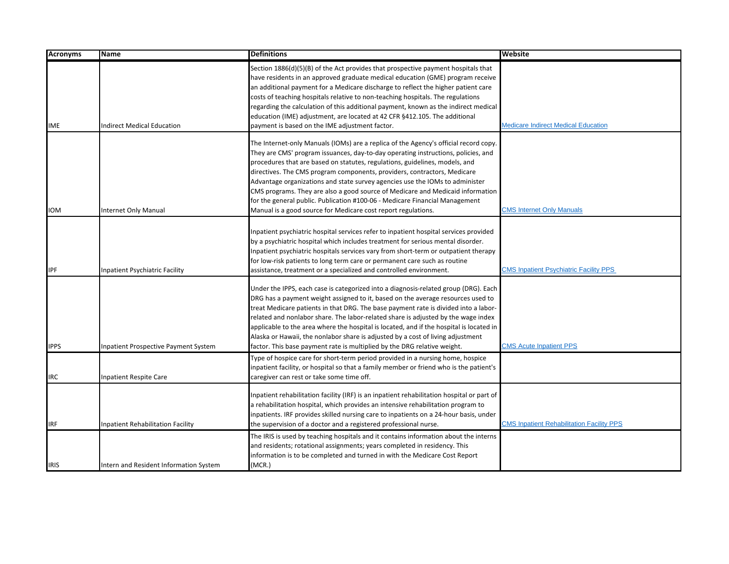| Acronyms | Name | Definitions | Website |
|---|---|---|---|
| IME | Indirect Medical Education | Section 1886(d)(5)(B) of the Act provides that prospective payment hospitals that have residents in an approved graduate medical education (GME) program receive an additional payment for a Medicare discharge to reflect the higher patient care costs of teaching hospitals relative to non-teaching hospitals. The regulations regarding the calculation of this additional payment, known as the indirect medical education (IME) adjustment, are located at 42 CFR §412.105. The additional payment is based on the IME adjustment factor. | Medicare Indirect Medical Education |
| IOM | Internet Only Manual | The Internet-only Manuals (IOMs) are a replica of the Agency's official record copy. They are CMS' program issuances, day-to-day operating instructions, policies, and procedures that are based on statutes, regulations, guidelines, models, and directives. The CMS program components, providers, contractors, Medicare Advantage organizations and state survey agencies use the IOMs to administer CMS programs. They are also a good source of Medicare and Medicaid information for the general public. Publication #100-06 - Medicare Financial Management Manual is a good source for Medicare cost report regulations. | CMS Internet Only Manuals |
| IPF | Inpatient Psychiatric Facility | Inpatient psychiatric hospital services refer to inpatient hospital services provided by a psychiatric hospital which includes treatment for serious mental disorder. Inpatient psychiatric hospitals services vary from short-term or outpatient therapy for low-risk patients to long term care or permanent care such as routine assistance, treatment or a specialized and controlled environment. | CMS Inpatient Psychiatric Facility PPS |
| IPPS | Inpatient Prospective Payment System | Under the IPPS, each case is categorized into a diagnosis-related group (DRG). Each DRG has a payment weight assigned to it, based on the average resources used to treat Medicare patients in that DRG. The base payment rate is divided into a labor-related and nonlabor share. The labor-related share is adjusted by the wage index applicable to the area where the hospital is located, and if the hospital is located in Alaska or Hawaii, the nonlabor share is adjusted by a cost of living adjustment factor. This base payment rate is multiplied by the DRG relative weight. | CMS Acute Inpatient PPS |
| IRC | Inpatient Respite Care | Type of hospice care for short-term period provided in a nursing home, hospice inpatient facility, or hospital so that a family member or friend who is the patient's caregiver can rest or take some time off. | |
| IRF | Inpatient Rehabilitation Facility | Inpatient rehabilitation facility (IRF) is an inpatient rehabilitation hospital or part of a rehabilitation hospital, which provides an intensive rehabilitation program to inpatients. IRF provides skilled nursing care to inpatients on a 24-hour basis, under the supervision of a doctor and a registered professional nurse. | CMS Inpatient Rehabilitation Facility PPS |
| IRIS | Intern and Resident Information System | The IRIS is used by teaching hospitals and it contains information about the interns and residents; rotational assignments; years completed in residency. This information is to be completed and turned in with the Medicare Cost Report (MCR.) | |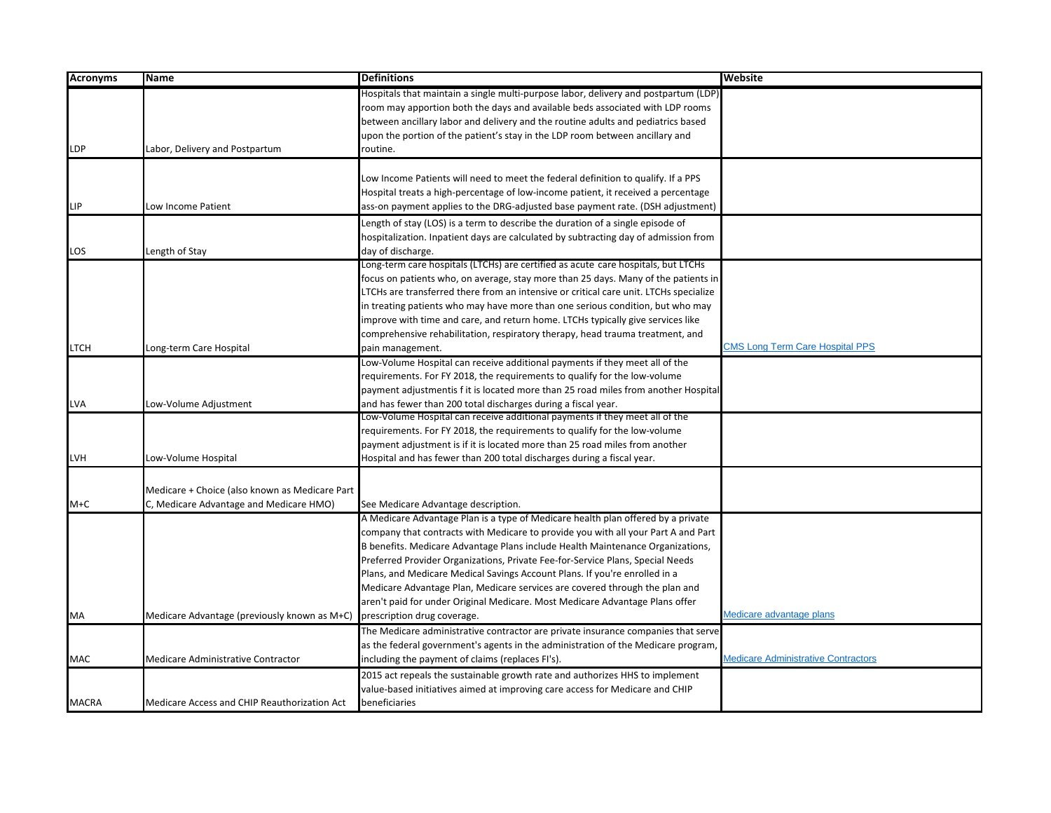| Acronyms | Name | Definitions | Website |
|---|---|---|---|
| LDP | Labor, Delivery and Postpartum | Hospitals that maintain a single multi-purpose labor, delivery and postpartum (LDP) room may apportion both the days and available beds associated with LDP rooms between ancillary labor and delivery and the routine adults and pediatrics based upon the portion of the patient's stay in the LDP room between ancillary and routine. | |
| LIP | Low Income Patient | Low Income Patients will need to meet the federal definition to qualify. If a PPS Hospital treats a high-percentage of low-income patient, it received a percentage ass-on payment applies to the DRG-adjusted base payment rate. (DSH adjustment) | |
| LOS | Length of Stay | Length of stay (LOS) is a term to describe the duration of a single episode of hospitalization. Inpatient days are calculated by subtracting day of admission from day of discharge. | |
| LTCH | Long-term Care Hospital | Long-term care hospitals (LTCHs) are certified as acute care hospitals, but LTCHs focus on patients who, on average, stay more than 25 days. Many of the patients in LTCHs are transferred there from an intensive or critical care unit. LTCHs specialize in treating patients who may have more than one serious condition, but who may improve with time and care, and return home. LTCHs typically give services like comprehensive rehabilitation, respiratory therapy, head trauma treatment, and pain management. | CMS Long Term Care Hospital PPS |
| LVA | Low-Volume Adjustment | Low-Volume Hospital can receive additional payments if they meet all of the requirements. For FY 2018, the requirements to qualify for the low-volume payment adjustmentis f it is located more than 25 road miles from another Hospital and has fewer than 200 total discharges during a fiscal year. | |
| LVH | Low-Volume Hospital | Low-Volume Hospital can receive additional payments if they meet all of the requirements. For FY 2018, the requirements to qualify for the low-volume payment adjustment is if it is located more than 25 road miles from another Hospital and has fewer than 200 total discharges during a fiscal year. | |
| M+C | Medicare + Choice (also known as Medicare Part C, Medicare Advantage and Medicare HMO) | See Medicare Advantage description. | |
| MA | Medicare Advantage (previously known as M+C) | A Medicare Advantage Plan is a type of Medicare health plan offered by a private company that contracts with Medicare to provide you with all your Part A and Part B benefits. Medicare Advantage Plans include Health Maintenance Organizations, Preferred Provider Organizations, Private Fee-for-Service Plans, Special Needs Plans, and Medicare Medical Savings Account Plans. If you're enrolled in a Medicare Advantage Plan, Medicare services are covered through the plan and aren't paid for under Original Medicare. Most Medicare Advantage Plans offer prescription drug coverage. | Medicare advantage plans |
| MAC | Medicare Administrative Contractor | The Medicare administrative contractor are private insurance companies that serve as the federal government's agents in the administration of the Medicare program, including the payment of claims (replaces FI's). | Medicare Administrative Contractors |
| MACRA | Medicare Access and CHIP Reauthorization Act | 2015 act repeals the sustainable growth rate and authorizes HHS to implement value-based initiatives aimed at improving care access for Medicare and CHIP beneficiaries | |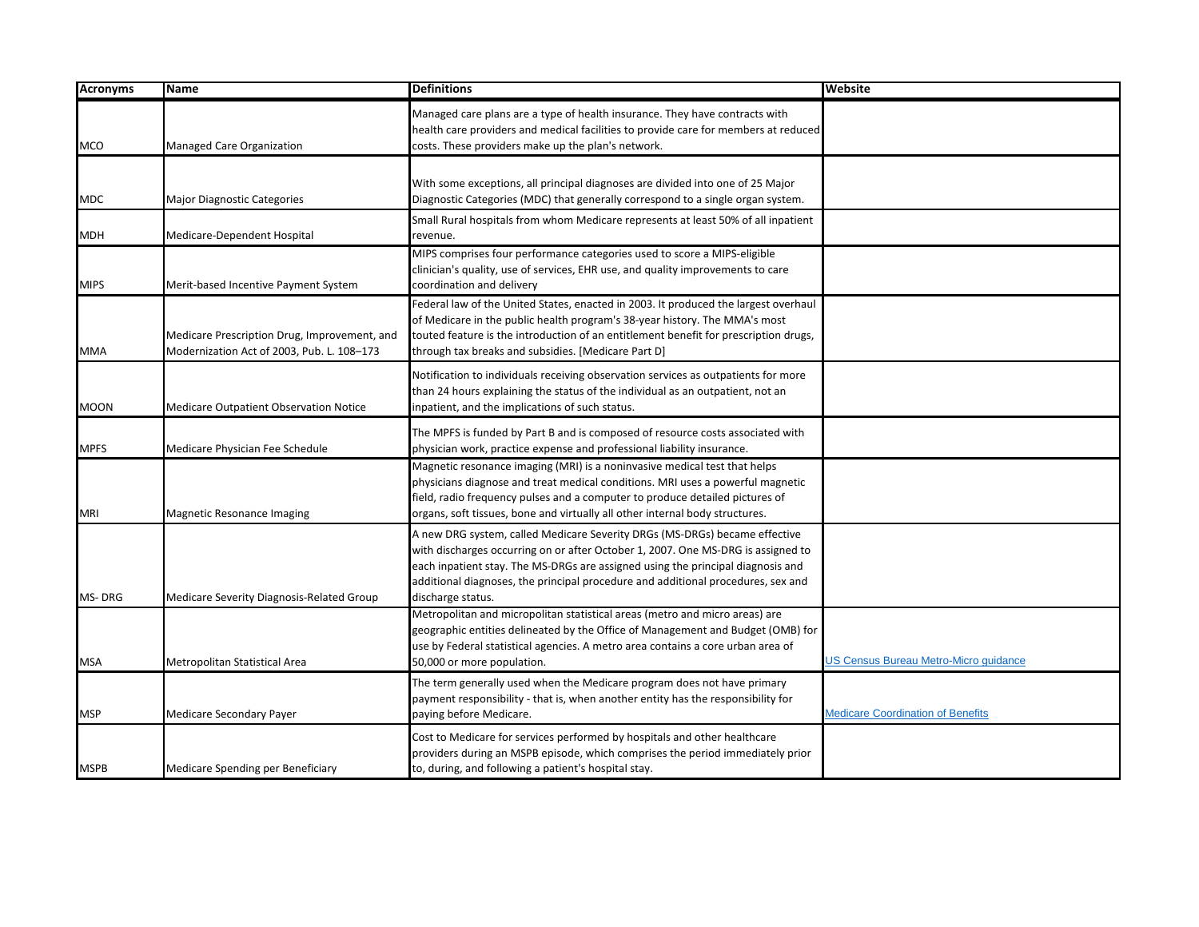| Acronyms | Name | Definitions | Website |
|---|---|---|---|
| MCO | Managed Care Organization | Managed care plans are a type of health insurance. They have contracts with health care providers and medical facilities to provide care for members at reduced costs. These providers make up the plan's network. | |
| MDC | Major Diagnostic Categories | With some exceptions, all principal diagnoses are divided into one of 25 Major Diagnostic Categories (MDC) that generally correspond to a single organ system. | |
| MDH | Medicare-Dependent Hospital | Small Rural hospitals from whom Medicare represents at least 50% of all inpatient revenue. | |
| MIPS | Merit-based Incentive Payment System | MIPS comprises four performance categories used to score a MIPS-eligible clinician's quality, use of services, EHR use, and quality improvements to care coordination and delivery | |
| MMA | Medicare Prescription Drug, Improvement, and Modernization Act of 2003, Pub. L. 108–173 | Federal law of the United States, enacted in 2003. It produced the largest overhaul of Medicare in the public health program's 38-year history. The MMA's most touted feature is the introduction of an entitlement benefit for prescription drugs, through tax breaks and subsidies. [Medicare Part D] | |
| MOON | Medicare Outpatient Observation Notice | Notification to individuals receiving observation services as outpatients for more than 24 hours explaining the status of the individual as an outpatient, not an inpatient, and the implications of such status. | |
| MPFS | Medicare Physician Fee Schedule | The MPFS is funded by Part B and is composed of resource costs associated with physician work, practice expense and professional liability insurance. | |
| MRI | Magnetic Resonance Imaging | Magnetic resonance imaging (MRI) is a noninvasive medical test that helps physicians diagnose and treat medical conditions. MRI uses a powerful magnetic field, radio frequency pulses and a computer to produce detailed pictures of organs, soft tissues, bone and virtually all other internal body structures. | |
| MS- DRG | Medicare Severity Diagnosis-Related Group | A new DRG system, called Medicare Severity DRGs (MS-DRGs) became effective with discharges occurring on or after October 1, 2007. One MS-DRG is assigned to each inpatient stay. The MS-DRGs are assigned using the principal diagnosis and additional diagnoses, the principal procedure and additional procedures, sex and discharge status. | |
| MSA | Metropolitan Statistical Area | Metropolitan and micropolitan statistical areas (metro and micro areas) are geographic entities delineated by the Office of Management and Budget (OMB) for use by Federal statistical agencies. A metro area contains a core urban area of 50,000 or more population. | US Census Bureau Metro-Micro guidance |
| MSP | Medicare Secondary Payer | The term generally used when the Medicare program does not have primary payment responsibility - that is, when another entity has the responsibility for paying before Medicare. | Medicare Coordination of Benefits |
| MSPB | Medicare Spending per Beneficiary | Cost to Medicare for services performed by hospitals and other healthcare providers during an MSPB episode, which comprises the period immediately prior to, during, and following a patient's hospital stay. | |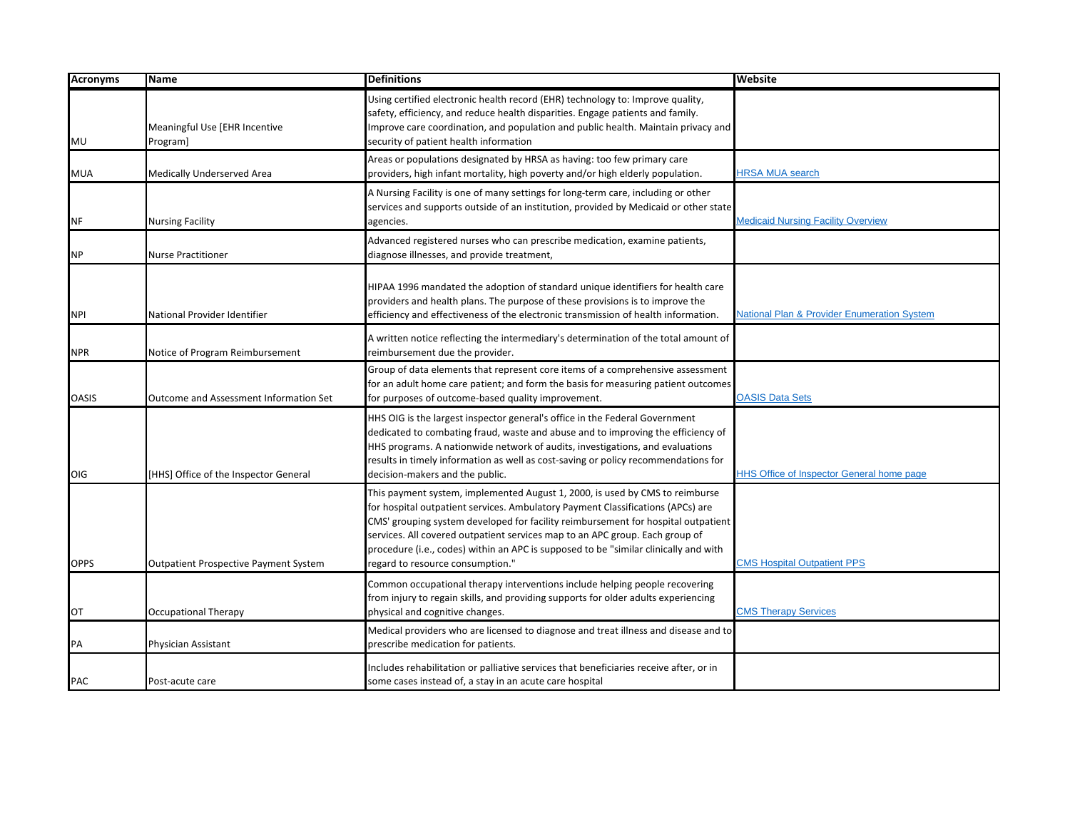| Acronyms | Name | Definitions | Website |
|---|---|---|---|
| MU | Meaningful Use [EHR Incentive Program] | Using certified electronic health record (EHR) technology to: Improve quality, safety, efficiency, and reduce health disparities. Engage patients and family. Improve care coordination, and population and public health. Maintain privacy and security of patient health information | |
| MUA | Medically Underserved Area | Areas or populations designated by HRSA as having: too few primary care providers, high infant mortality, high poverty and/or high elderly population. | HRSA MUA search |
| NF | Nursing Facility | A Nursing Facility is one of many settings for long-term care, including or other services and supports outside of an institution, provided by Medicaid or other state agencies. | Medicaid Nursing Facility Overview |
| NP | Nurse Practitioner | Advanced registered nurses who can prescribe medication, examine patients, diagnose illnesses, and provide treatment, | |
| NPI | National Provider Identifier | HIPAA 1996 mandated the adoption of standard unique identifiers for health care providers and health plans. The purpose of these provisions is to improve the efficiency and effectiveness of the electronic transmission of health information. | National Plan & Provider Enumeration System |
| NPR | Notice of Program Reimbursement | A written notice reflecting the intermediary's determination of the total amount of reimbursement due the provider. | |
| OASIS | Outcome and Assessment Information Set | Group of data elements that represent core items of a comprehensive assessment for an adult home care patient; and form the basis for measuring patient outcomes for purposes of outcome-based quality improvement. | OASIS Data Sets |
| OIG | [HHS] Office of the Inspector General | HHS OIG is the largest inspector general's office in the Federal Government dedicated to combating fraud, waste and abuse and to improving the efficiency of HHS programs. A nationwide network of audits, investigations, and evaluations results in timely information as well as cost-saving or policy recommendations for decision-makers and the public. | HHS Office of Inspector General home page |
| OPPS | Outpatient Prospective Payment System | This payment system, implemented August 1, 2000, is used by CMS to reimburse for hospital outpatient services. Ambulatory Payment Classifications (APCs) are CMS' grouping system developed for facility reimbursement for hospital outpatient services. All covered outpatient services map to an APC group. Each group of procedure (i.e., codes) within an APC is supposed to be "similar clinically and with regard to resource consumption." | CMS Hospital Outpatient PPS |
| OT | Occupational Therapy | Common occupational therapy interventions include helping people recovering from injury to regain skills, and providing supports for older adults experiencing physical and cognitive changes. | CMS Therapy Services |
| PA | Physician Assistant | Medical providers who are licensed to diagnose and treat illness and disease and to prescribe medication for patients. | |
| PAC | Post-acute care | Includes rehabilitation or palliative services that beneficiaries receive after, or in some cases instead of, a stay in an acute care hospital | |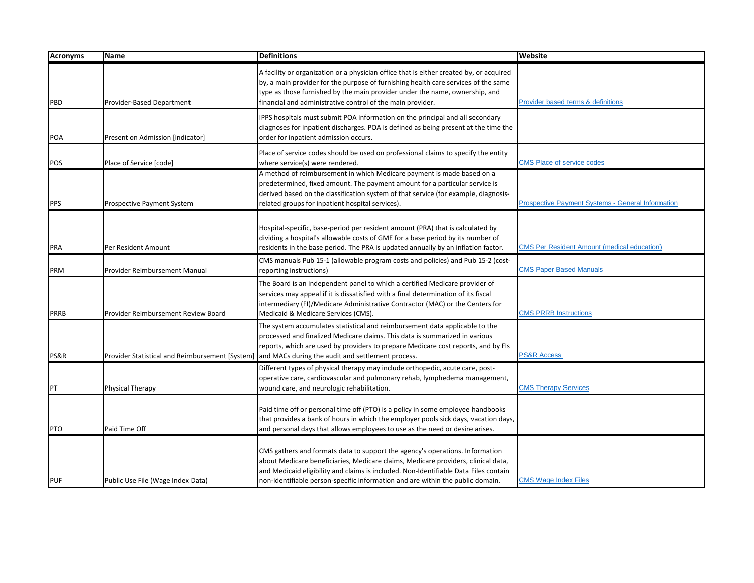| Acronyms | Name | Definitions | Website |
|---|---|---|---|
| PBD | Provider-Based Department | A facility or organization or a physician office that is either created by, or acquired by, a main provider for the purpose of furnishing health care services of the same type as those furnished by the main provider under the name, ownership, and financial and administrative control of the main provider. | Provider based terms & definitions |
| POA | Present on Admission [indicator] | IPPS hospitals must submit POA information on the principal and all secondary diagnoses for inpatient discharges. POA is defined as being present at the time the order for inpatient admission occurs. | |
| POS | Place of Service [code] | Place of service codes should be used on professional claims to specify the entity where service(s) were rendered. | CMS Place of service codes |
| PPS | Prospective Payment System | A method of reimbursement in which Medicare payment is made based on a predetermined, fixed amount. The payment amount for a particular service is derived based on the classification system of that service (for example, diagnosis-related groups for inpatient hospital services). | Prospective Payment Systems - General Information |
| PRA | Per Resident Amount | Hospital-specific, base-period per resident amount (PRA) that is calculated by dividing a hospital's allowable costs of GME for a base period by its number of residents in the base period. The PRA is updated annually by an inflation factor. | CMS Per Resident Amount (medical education) |
| PRM | Provider Reimbursement Manual | CMS manuals Pub 15-1 (allowable program costs and policies) and Pub 15-2 (cost-reporting instructions) | CMS Paper Based Manuals |
| PRRB | Provider Reimbursement Review Board | The Board is an independent panel to which a certified Medicare provider of services may appeal if it is dissatisfied with a final determination of its fiscal intermediary (FI)/Medicare Administrative Contractor (MAC) or the Centers for Medicaid & Medicare Services (CMS). | CMS PRRB Instructions |
| PS&R | Provider Statistical and Reimbursement [System] | The system accumulates statistical and reimbursement data applicable to the processed and finalized Medicare claims. This data is summarized in various reports, which are used by providers to prepare Medicare cost reports, and by FIs and MACs during the audit and settlement process. | PS&R Access |
| PT | Physical Therapy | Different types of physical therapy may include orthopedic, acute care, post-operative care, cardiovascular and pulmonary rehab, lymphedema management, wound care, and neurologic rehabilitation. | CMS Therapy Services |
| PTO | Paid Time Off | Paid time off or personal time off (PTO) is a policy in some employee handbooks that provides a bank of hours in which the employer pools sick days, vacation days, and personal days that allows employees to use as the need or desire arises. | |
| PUF | Public Use File (Wage Index Data) | CMS gathers and formats data to support the agency's operations. Information about Medicare beneficiaries, Medicare claims, Medicare providers, clinical data, and Medicaid eligibility and claims is included. Non-Identifiable Data Files contain non-identifiable person-specific information and are within the public domain. | CMS Wage Index Files |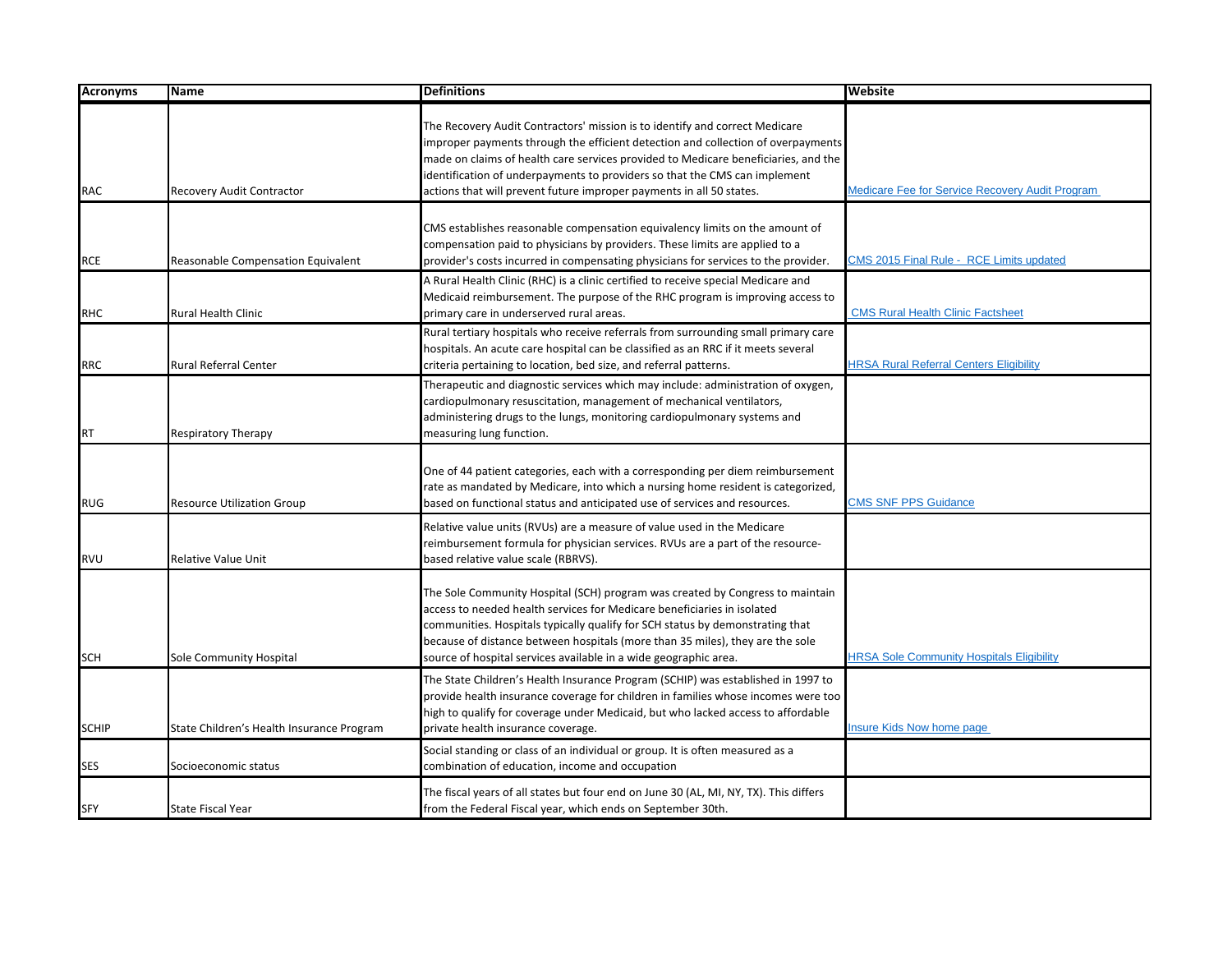| Acronyms | Name | Definitions | Website |
|---|---|---|---|
| RAC | Recovery Audit Contractor | The Recovery Audit Contractors' mission is to identify and correct Medicare improper payments through the efficient detection and collection of overpayments made on claims of health care services provided to Medicare beneficiaries, and the identification of underpayments to providers so that the CMS can implement actions that will prevent future improper payments in all 50 states. | Medicare Fee for Service Recovery Audit Program |
| RCE | Reasonable Compensation Equivalent | CMS establishes reasonable compensation equivalency limits on the amount of compensation paid to physicians by providers. These limits are applied to a provider's costs incurred in compensating physicians for services to the provider. | CMS 2015 Final Rule - RCE Limits updated |
| RHC | Rural Health Clinic | A Rural Health Clinic (RHC) is a clinic certified to receive special Medicare and Medicaid reimbursement. The purpose of the RHC program is improving access to primary care in underserved rural areas. | CMS Rural Health Clinic Factsheet |
| RRC | Rural Referral Center | Rural tertiary hospitals who receive referrals from surrounding small primary care hospitals. An acute care hospital can be classified as an RRC if it meets several criteria pertaining to location, bed size, and referral patterns. | HRSA Rural Referral Centers Eligibility |
| RT | Respiratory Therapy | Therapeutic and diagnostic services which may include: administration of oxygen, cardiopulmonary resuscitation, management of mechanical ventilators, administering drugs to the lungs, monitoring cardiopulmonary systems and measuring lung function. | |
| RUG | Resource Utilization Group | One of 44 patient categories, each with a corresponding per diem reimbursement rate as mandated by Medicare, into which a nursing home resident is categorized, based on functional status and anticipated use of services and resources. | CMS SNF PPS Guidance |
| RVU | Relative Value Unit | Relative value units (RVUs) are a measure of value used in the Medicare reimbursement formula for physician services. RVUs are a part of the resource-based relative value scale (RBRVS). | |
| SCH | Sole Community Hospital | The Sole Community Hospital (SCH) program was created by Congress to maintain access to needed health services for Medicare beneficiaries in isolated communities. Hospitals typically qualify for SCH status by demonstrating that because of distance between hospitals (more than 35 miles), they are the sole source of hospital services available in a wide geographic area. | HRSA Sole Community Hospitals Eligibility |
| SCHIP | State Children's Health Insurance Program | The State Children's Health Insurance Program (SCHIP) was established in 1997 to provide health insurance coverage for children in families whose incomes were too high to qualify for coverage under Medicaid, but who lacked access to affordable private health insurance coverage. | Insure Kids Now home page |
| SES | Socioeconomic status | Social standing or class of an individual or group. It is often measured as a combination of education, income and occupation | |
| SFY | State Fiscal Year | The fiscal years of all states but four end on June 30 (AL, MI, NY, TX). This differs from the Federal Fiscal year, which ends on September 30th. | |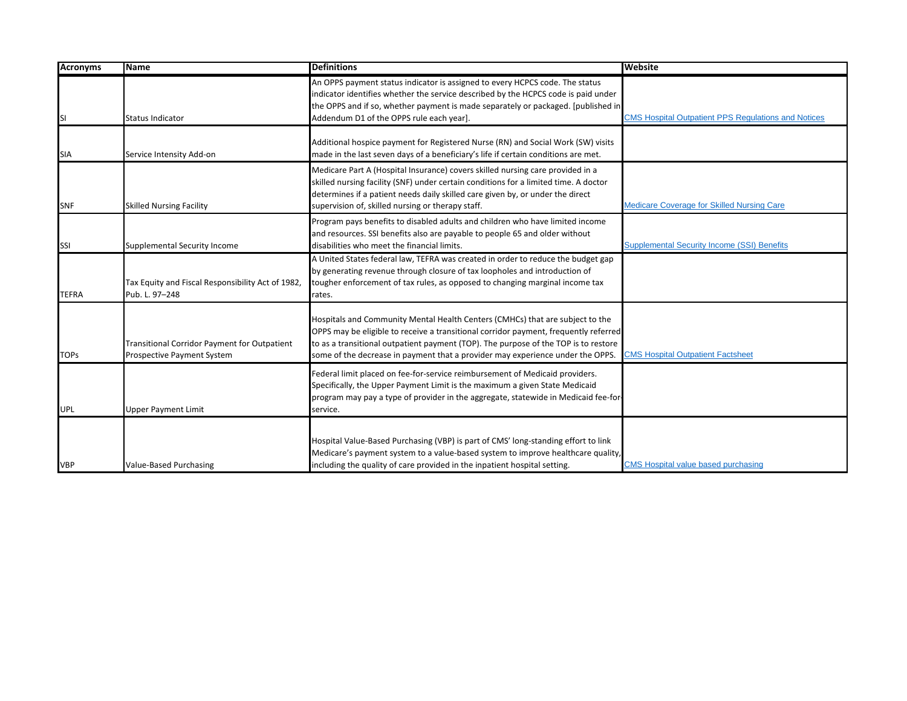| Acronyms | Name | Definitions | Website |
|---|---|---|---|
| SI | Status Indicator | An OPPS payment status indicator is assigned to every HCPCS code. The status indicator identifies whether the service described by the HCPCS code is paid under the OPPS and if so, whether payment is made separately or packaged. [published in Addendum D1 of the OPPS rule each year]. | CMS Hospital Outpatient PPS Regulations and Notices |
| SIA | Service Intensity Add-on | Additional hospice payment for Registered Nurse (RN) and Social Work (SW) visits made in the last seven days of a beneficiary's life if certain conditions are met. | |
| SNF | Skilled Nursing Facility | Medicare Part A (Hospital Insurance) covers skilled nursing care provided in a skilled nursing facility (SNF) under certain conditions for a limited time. A doctor determines if a patient needs daily skilled care given by, or under the direct supervision of, skilled nursing or therapy staff. | Medicare Coverage for Skilled Nursing Care |
| SSI | Supplemental Security Income | Program pays benefits to disabled adults and children who have limited income and resources. SSI benefits also are payable to people 65 and older without disabilities who meet the financial limits. | Supplemental Security Income (SSI) Benefits |
| TEFRA | Tax Equity and Fiscal Responsibility Act of 1982, Pub. L. 97–248 | A United States federal law, TEFRA was created in order to reduce the budget gap by generating revenue through closure of tax loopholes and introduction of tougher enforcement of tax rules, as opposed to changing marginal income tax rates. | |
| TOPs | Transitional Corridor Payment for Outpatient Prospective Payment System | Hospitals and Community Mental Health Centers (CMHCs) that are subject to the OPPS may be eligible to receive a transitional corridor payment, frequently referred to as a transitional outpatient payment (TOP). The purpose of the TOP is to restore some of the decrease in payment that a provider may experience under the OPPS. | CMS Hospital Outpatient Factsheet |
| UPL | Upper Payment Limit | Federal limit placed on fee-for-service reimbursement of Medicaid providers. Specifically, the Upper Payment Limit is the maximum a given State Medicaid program may pay a type of provider in the aggregate, statewide in Medicaid fee-for-service. | |
| VBP | Value-Based Purchasing | Hospital Value-Based Purchasing (VBP) is part of CMS' long-standing effort to link Medicare's payment system to a value-based system to improve healthcare quality, including the quality of care provided in the inpatient hospital setting. | CMS Hospital value based purchasing |